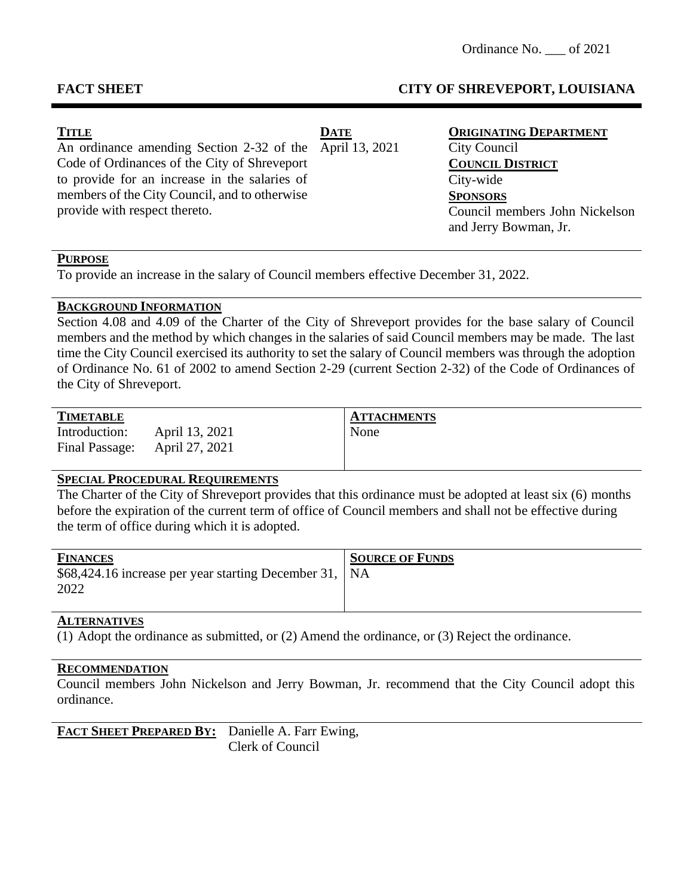Ordinance No. ___ of 2021

**FACT SHEET** **CITY OF SHREVEPORT, LOUISIANA**

| **TITLE** | **DATE** | **ORIGINATING DEPARTMENT** |
| --- | --- | --- |
| An ordinance amending Section 2-32 of the Code of Ordinances of the City of Shreveport to provide for an increase in the salaries of members of the City Council, and to otherwise provide with respect thereto. | April 13, 2021 | City Council<br>**COUNCIL DISTRICT**<br>City-wide<br>**SPONSORS**<br>Council members John Nickelson and Jerry Bowman, Jr. |

**PURPOSE**

To provide an increase in the salary of Council members effective December 31, 2022.

**BACKGROUND INFORMATION**

Section 4.08 and 4.09 of the Charter of the City of Shreveport provides for the base salary of Council members and the method by which changes in the salaries of said Council members may be made. The last time the City Council exercised its authority to set the salary of Council members was through the adoption of Ordinance No. 61 of 2002 to amend Section 2-29 (current Section 2-32) of the Code of Ordinances of the City of Shreveport.

| **TIMETABLE** | | **ATTACHMENTS** |
| --- | --- | --- |
| Introduction: | April 13, 2021 | None |
| Final Passage: | April 27, 2021 | |

**SPECIAL PROCEDURAL REQUIREMENTS**

The Charter of the City of Shreveport provides that this ordinance must be adopted at least six (6) months before the expiration of the current term of office of Council members and shall not be effective during the term of office during which it is adopted.

| **FINANCES** | **SOURCE OF FUNDS** |
| --- | --- |
| $68,424.16 increase per year starting December 31, 2022 | NA |

**ALTERNATIVES**

(1) Adopt the ordinance as submitted, or (2) Amend the ordinance, or (3) Reject the ordinance.

**RECOMMENDATION**

Council members John Nickelson and Jerry Bowman, Jr. recommend that the City Council adopt this ordinance.

**FACT SHEET PREPARED BY:** Danielle A. Farr Ewing, Clerk of Council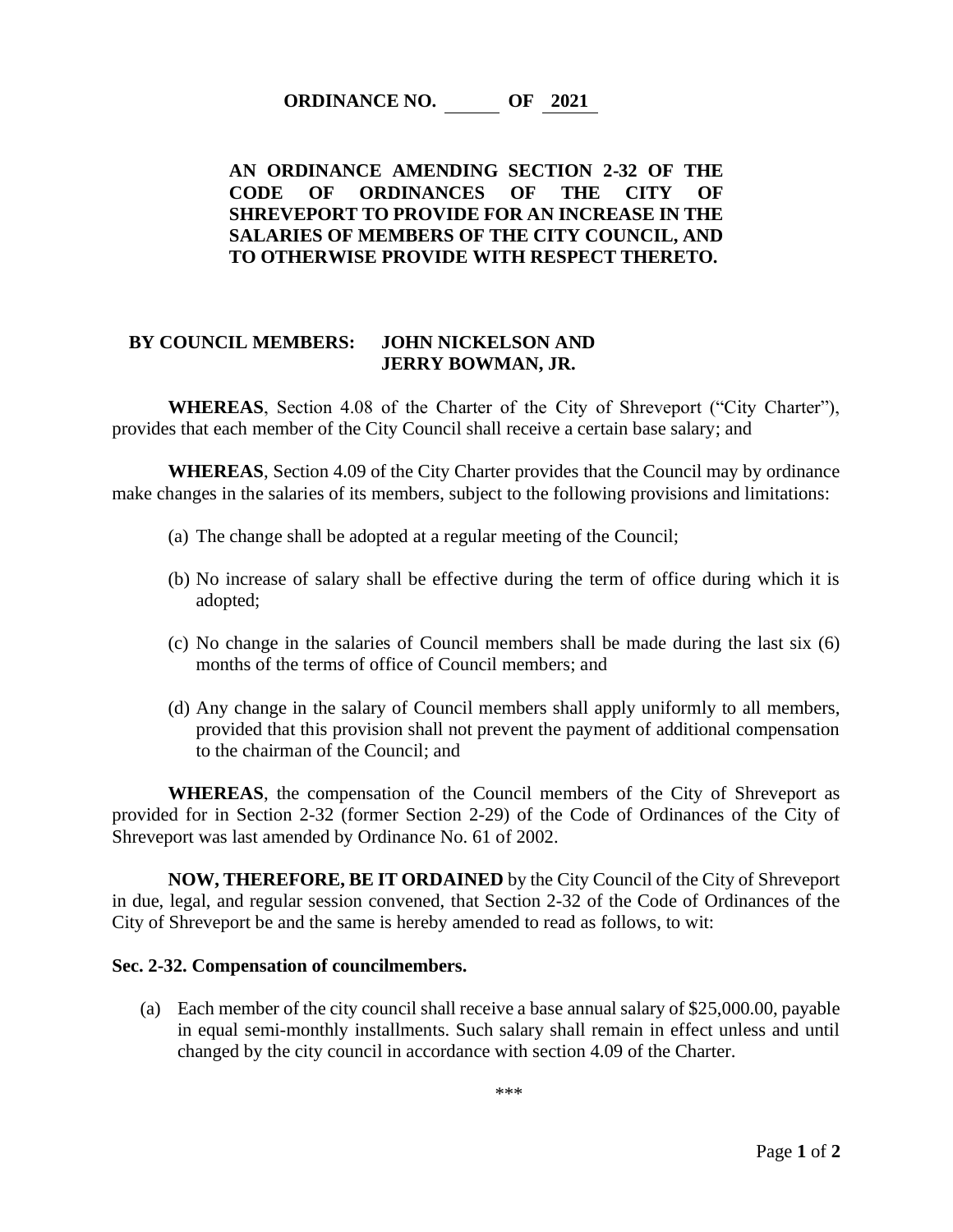**ORDINANCE NO. \_\_\_\_\_\_ OF 2021**

**AN ORDINANCE AMENDING SECTION 2-32 OF THE CODE OF ORDINANCES OF THE CITY OF SHREVEPORT TO PROVIDE FOR AN INCREASE IN THE SALARIES OF MEMBERS OF THE CITY COUNCIL, AND TO OTHERWISE PROVIDE WITH RESPECT THERETO.**

**BY COUNCIL MEMBERS: JOHN NICKELSON AND JERRY BOWMAN, JR.**

**WHEREAS**, Section 4.08 of the Charter of the City of Shreveport ("City Charter"), provides that each member of the City Council shall receive a certain base salary; and

**WHEREAS**, Section 4.09 of the City Charter provides that the Council may by ordinance make changes in the salaries of its members, subject to the following provisions and limitations:

(a) The change shall be adopted at a regular meeting of the Council;

(b) No increase of salary shall be effective during the term of office during which it is adopted;

(c) No change in the salaries of Council members shall be made during the last six (6) months of the terms of office of Council members; and

(d) Any change in the salary of Council members shall apply uniformly to all members, provided that this provision shall not prevent the payment of additional compensation to the chairman of the Council; and

**WHEREAS**, the compensation of the Council members of the City of Shreveport as provided for in Section 2-32 (former Section 2-29) of the Code of Ordinances of the City of Shreveport was last amended by Ordinance No. 61 of 2002.

**NOW, THEREFORE, BE IT ORDAINED** by the City Council of the City of Shreveport in due, legal, and regular session convened, that Section 2-32 of the Code of Ordinances of the City of Shreveport be and the same is hereby amended to read as follows, to wit:

**Sec. 2-32. Compensation of councilmembers.**

(a) Each member of the city council shall receive a base annual salary of $25,000.00, payable in equal semi-monthly installments. Such salary shall remain in effect unless and until changed by the city council in accordance with section 4.09 of the Charter.

\*\*\*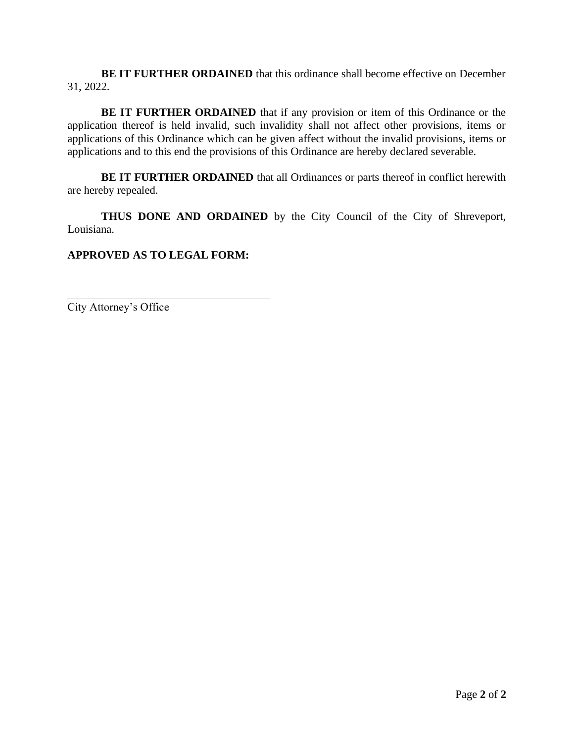**BE IT FURTHER ORDAINED** that this ordinance shall become effective on December 31, 2022.

**BE IT FURTHER ORDAINED** that if any provision or item of this Ordinance or the application thereof is held invalid, such invalidity shall not affect other provisions, items or applications of this Ordinance which can be given affect without the invalid provisions, items or applications and to this end the provisions of this Ordinance are hereby declared severable.

**BE IT FURTHER ORDAINED** that all Ordinances or parts thereof in conflict herewith are hereby repealed.

**THUS DONE AND ORDAINED** by the City Council of the City of Shreveport, Louisiana.

**APPROVED AS TO LEGAL FORM:**

\_\_\_\_\_\_\_\_\_\_\_\_\_\_\_\_\_\_\_\_\_\_\_\_\_\_\_\_\_\_\_\_\_\_\_\_\_\_

City Attorney's Office